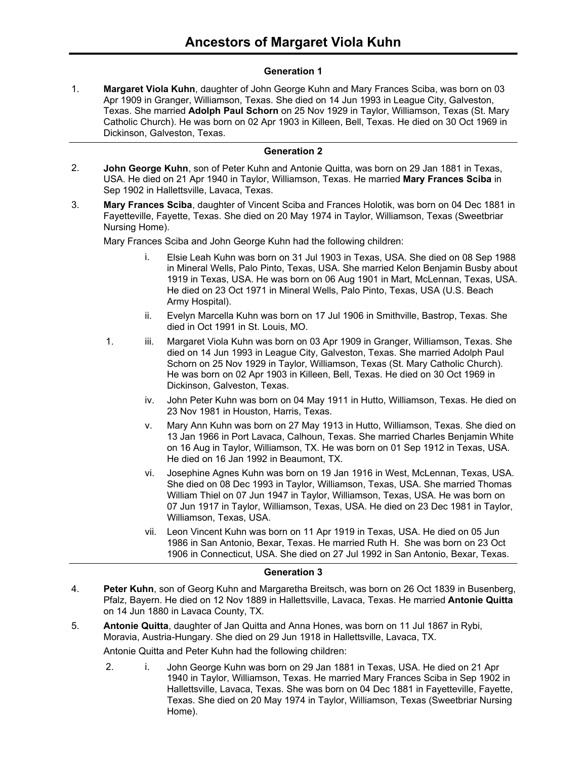# Ancestors of Margaret Viola Kuhn

## Generation 1

1. **Margaret Viola Kuhn**, daughter of John George Kuhn and Mary Frances Sciba, was born on 03 Apr 1909 in Granger, Williamson, Texas. She died on 14 Jun 1993 in League City, Galveston, Texas. She married **Adolph Paul Schorn** on 25 Nov 1929 in Taylor, Williamson, Texas (St. Mary Catholic Church). He was born on 02 Apr 1903 in Killeen, Bell, Texas. He died on 30 Oct 1969 in Dickinson, Galveston, Texas.

---

## Generation 2

2. **John George Kuhn**, son of Peter Kuhn and Antonie Quitta, was born on 29 Jan 1881 in Texas, USA. He died on 21 Apr 1940 in Taylor, Williamson, Texas. He married **Mary Frances Sciba** in Sep 1902 in Hallettsville, Lavaca, Texas.

3. **Mary Frances Sciba**, daughter of Vincent Sciba and Frances Holotik, was born on 04 Dec 1881 in Fayetteville, Fayette, Texas. She died on 20 May 1974 in Taylor, Williamson, Texas (Sweetbriar Nursing Home).

   Mary Frances Sciba and John George Kuhn had the following children:

   - i. Elsie Leah Kuhn was born on 31 Jul 1903 in Texas, USA. She died on 08 Sep 1988 in Mineral Wells, Palo Pinto, Texas, USA. She married Kelon Benjamin Busby about 1919 in Texas, USA. He was born on 06 Aug 1901 in Mart, McLennan, Texas, USA. He died on 23 Oct 1971 in Mineral Wells, Palo Pinto, Texas, USA (U.S. Beach Army Hospital).
   - ii. Evelyn Marcella Kuhn was born on 17 Jul 1906 in Smithville, Bastrop, Texas. She died in Oct 1991 in St. Louis, MO.
   - 1\. iii. Margaret Viola Kuhn was born on 03 Apr 1909 in Granger, Williamson, Texas. She died on 14 Jun 1993 in League City, Galveston, Texas. She married Adolph Paul Schorn on 25 Nov 1929 in Taylor, Williamson, Texas (St. Mary Catholic Church). He was born on 02 Apr 1903 in Killeen, Bell, Texas. He died on 30 Oct 1969 in Dickinson, Galveston, Texas.
   - iv. John Peter Kuhn was born on 04 May 1911 in Hutto, Williamson, Texas. He died on 23 Nov 1981 in Houston, Harris, Texas.
   - v. Mary Ann Kuhn was born on 27 May 1913 in Hutto, Williamson, Texas. She died on 13 Jan 1966 in Port Lavaca, Calhoun, Texas. She married Charles Benjamin White on 16 Aug in Taylor, Williamson, TX. He was born on 01 Sep 1912 in Texas, USA. He died on 16 Jan 1992 in Beaumont, TX.
   - vi. Josephine Agnes Kuhn was born on 19 Jan 1916 in West, McLennan, Texas, USA. She died on 08 Dec 1993 in Taylor, Williamson, Texas, USA. She married Thomas William Thiel on 07 Jun 1947 in Taylor, Williamson, Texas, USA. He was born on 07 Jun 1917 in Taylor, Williamson, Texas, USA. He died on 23 Dec 1981 in Taylor, Williamson, Texas, USA.
   - vii. Leon Vincent Kuhn was born on 11 Apr 1919 in Texas, USA. He died on 05 Jun 1986 in San Antonio, Bexar, Texas. He married Ruth H. She was born on 23 Oct 1906 in Connecticut, USA. She died on 27 Jul 1992 in San Antonio, Bexar, Texas.

---

## Generation 3

4. **Peter Kuhn**, son of Georg Kuhn and Margaretha Breitsch, was born on 26 Oct 1839 in Busenberg, Pfalz, Bayern. He died on 12 Nov 1889 in Hallettsville, Lavaca, Texas. He married **Antonie Quitta** on 14 Jun 1880 in Lavaca County, TX.

5. **Antonie Quitta**, daughter of Jan Quitta and Anna Hones, was born on 11 Jul 1867 in Rybi, Moravia, Austria-Hungary. She died on 29 Jun 1918 in Hallettsville, Lavaca, TX.

   Antonie Quitta and Peter Kuhn had the following children:

   - 2\. i. John George Kuhn was born on 29 Jan 1881 in Texas, USA. He died on 21 Apr 1940 in Taylor, Williamson, Texas. He married Mary Frances Sciba in Sep 1902 in Hallettsville, Lavaca, Texas. She was born on 04 Dec 1881 in Fayetteville, Fayette, Texas. She died on 20 May 1974 in Taylor, Williamson, Texas (Sweetbriar Nursing Home).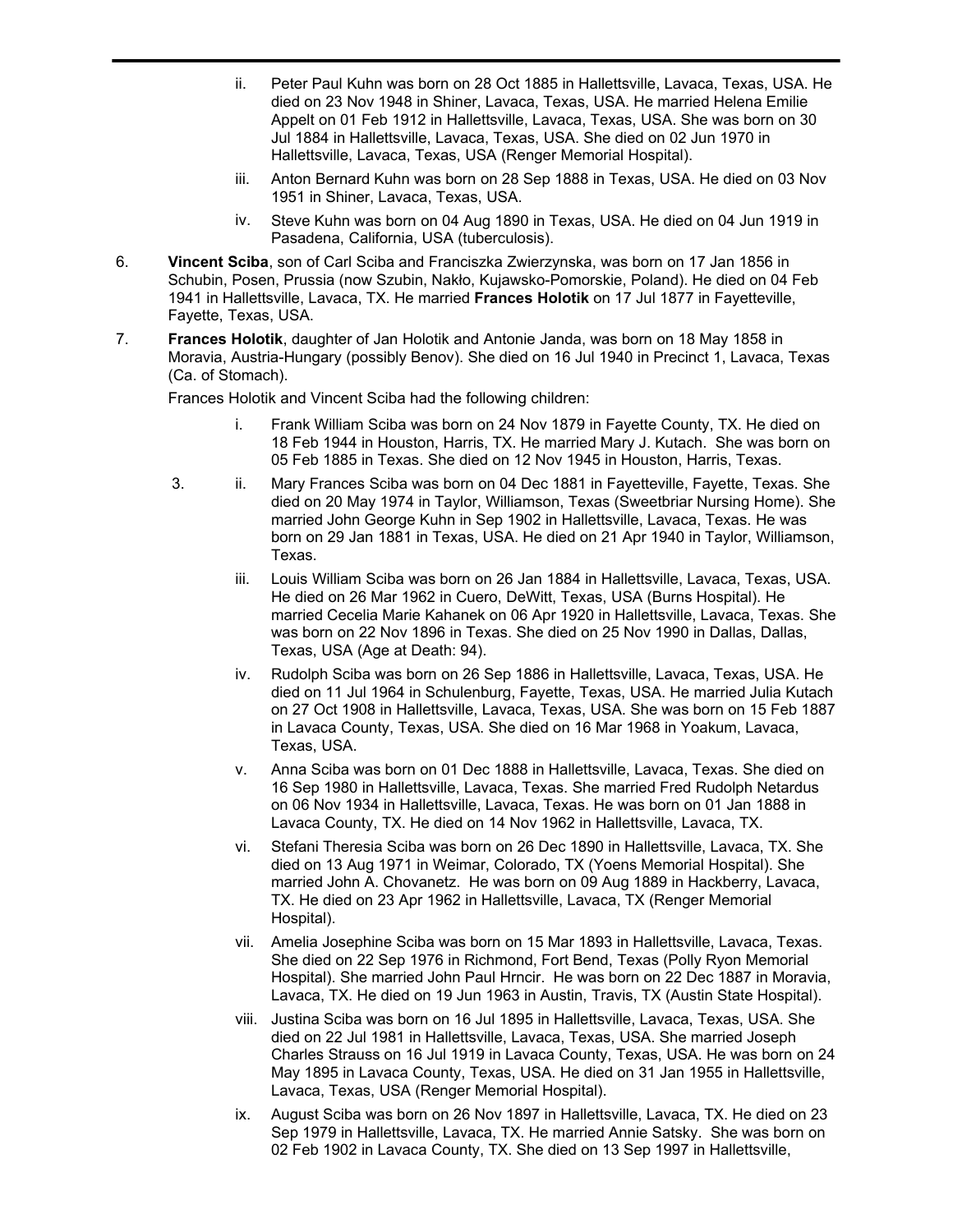ii. Peter Paul Kuhn was born on 28 Oct 1885 in Hallettsville, Lavaca, Texas, USA. He died on 23 Nov 1948 in Shiner, Lavaca, Texas, USA. He married Helena Emilie Appelt on 01 Feb 1912 in Hallettsville, Lavaca, Texas, USA. She was born on 30 Jul 1884 in Hallettsville, Lavaca, Texas, USA. She died on 02 Jun 1970 in Hallettsville, Lavaca, Texas, USA (Renger Memorial Hospital).

iii. Anton Bernard Kuhn was born on 28 Sep 1888 in Texas, USA. He died on 03 Nov 1951 in Shiner, Lavaca, Texas, USA.

iv. Steve Kuhn was born on 04 Aug 1890 in Texas, USA. He died on 04 Jun 1919 in Pasadena, California, USA (tuberculosis).

6. **Vincent Sciba**, son of Carl Sciba and Franciszka Zwierzynska, was born on 17 Jan 1856 in Schubin, Posen, Prussia (now Szubin, Nakło, Kujawsko-Pomorskie, Poland). He died on 04 Feb 1941 in Hallettsville, Lavaca, TX. He married **Frances Holotik** on 17 Jul 1877 in Fayetteville, Fayette, Texas, USA.

7. **Frances Holotik**, daughter of Jan Holotik and Antonie Janda, was born on 18 May 1858 in Moravia, Austria-Hungary (possibly Benov). She died on 16 Jul 1940 in Precinct 1, Lavaca, Texas (Ca. of Stomach).

Frances Holotik and Vincent Sciba had the following children:

i. Frank William Sciba was born on 24 Nov 1879 in Fayette County, TX. He died on 18 Feb 1944 in Houston, Harris, TX. He married Mary J. Kutach. She was born on 05 Feb 1885 in Texas. She died on 12 Nov 1945 in Houston, Harris, Texas.

3. ii. Mary Frances Sciba was born on 04 Dec 1881 in Fayetteville, Fayette, Texas. She died on 20 May 1974 in Taylor, Williamson, Texas (Sweetbriar Nursing Home). She married John George Kuhn in Sep 1902 in Hallettsville, Lavaca, Texas. He was born on 29 Jan 1881 in Texas, USA. He died on 21 Apr 1940 in Taylor, Williamson, Texas.

iii. Louis William Sciba was born on 26 Jan 1884 in Hallettsville, Lavaca, Texas, USA. He died on 26 Mar 1962 in Cuero, DeWitt, Texas, USA (Burns Hospital). He married Cecelia Marie Kahanek on 06 Apr 1920 in Hallettsville, Lavaca, Texas. She was born on 22 Nov 1896 in Texas. She died on 25 Nov 1990 in Dallas, Dallas, Texas, USA (Age at Death: 94).

iv. Rudolph Sciba was born on 26 Sep 1886 in Hallettsville, Lavaca, Texas, USA. He died on 11 Jul 1964 in Schulenburg, Fayette, Texas, USA. He married Julia Kutach on 27 Oct 1908 in Hallettsville, Lavaca, Texas, USA. She was born on 15 Feb 1887 in Lavaca County, Texas, USA. She died on 16 Mar 1968 in Yoakum, Lavaca, Texas, USA.

v. Anna Sciba was born on 01 Dec 1888 in Hallettsville, Lavaca, Texas. She died on 16 Sep 1980 in Hallettsville, Lavaca, Texas. She married Fred Rudolph Netardus on 06 Nov 1934 in Hallettsville, Lavaca, Texas. He was born on 01 Jan 1888 in Lavaca County, TX. He died on 14 Nov 1962 in Hallettsville, Lavaca, TX.

vi. Stefani Theresia Sciba was born on 26 Dec 1890 in Hallettsville, Lavaca, TX. She died on 13 Aug 1971 in Weimar, Colorado, TX (Yoens Memorial Hospital). She married John A. Chovanetz. He was born on 09 Aug 1889 in Hackberry, Lavaca, TX. He died on 23 Apr 1962 in Hallettsville, Lavaca, TX (Renger Memorial Hospital).

vii. Amelia Josephine Sciba was born on 15 Mar 1893 in Hallettsville, Lavaca, Texas. She died on 22 Sep 1976 in Richmond, Fort Bend, Texas (Polly Ryon Memorial Hospital). She married John Paul Hrncir. He was born on 22 Dec 1887 in Moravia, Lavaca, TX. He died on 19 Jun 1963 in Austin, Travis, TX (Austin State Hospital).

viii. Justina Sciba was born on 16 Jul 1895 in Hallettsville, Lavaca, Texas, USA. She died on 22 Jul 1981 in Hallettsville, Lavaca, Texas, USA. She married Joseph Charles Strauss on 16 Jul 1919 in Lavaca County, Texas, USA. He was born on 24 May 1895 in Lavaca County, Texas, USA. He died on 31 Jan 1955 in Hallettsville, Lavaca, Texas, USA (Renger Memorial Hospital).

ix. August Sciba was born on 26 Nov 1897 in Hallettsville, Lavaca, TX. He died on 23 Sep 1979 in Hallettsville, Lavaca, TX. He married Annie Satsky. She was born on 02 Feb 1902 in Lavaca County, TX. She died on 13 Sep 1997 in Hallettsville,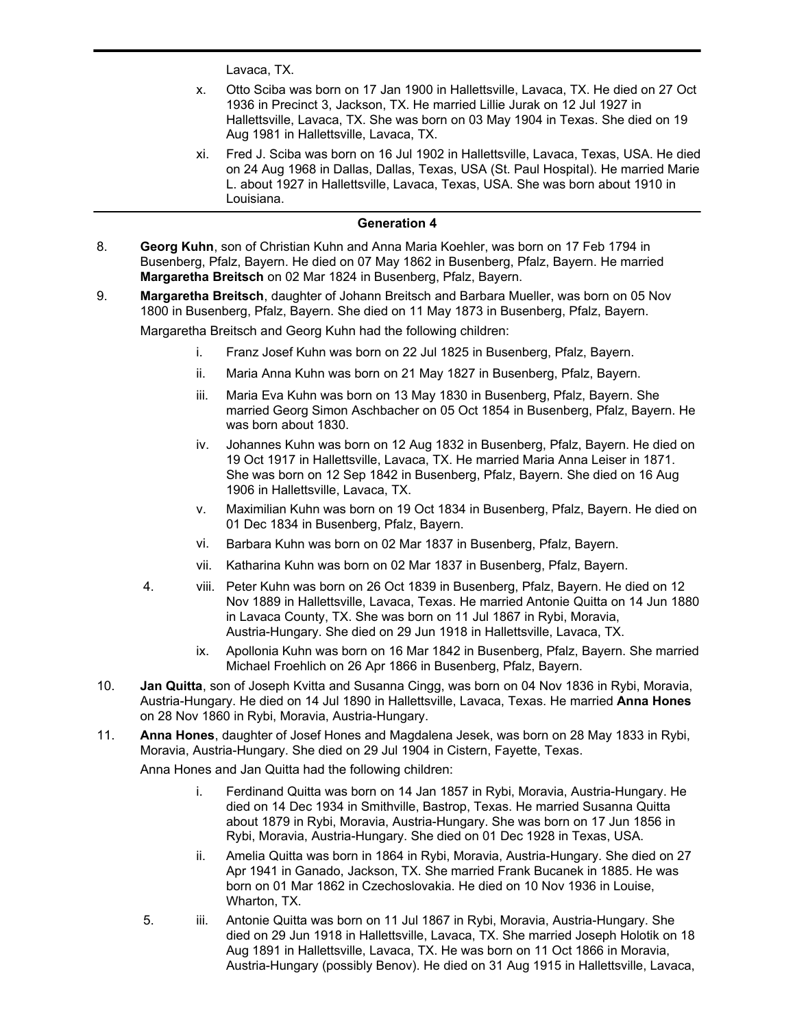Lavaca, TX.

x. Otto Sciba was born on 17 Jan 1900 in Hallettsville, Lavaca, TX. He died on 27 Oct 1936 in Precinct 3, Jackson, TX. He married Lillie Jurak on 12 Jul 1927 in Hallettsville, Lavaca, TX. She was born on 03 May 1904 in Texas. She died on 19 Aug 1981 in Hallettsville, Lavaca, TX.

xi. Fred J. Sciba was born on 16 Jul 1902 in Hallettsville, Lavaca, Texas, USA. He died on 24 Aug 1968 in Dallas, Dallas, Texas, USA (St. Paul Hospital). He married Marie L. about 1927 in Hallettsville, Lavaca, Texas, USA. She was born about 1910 in Louisiana.

## Generation 4

8. **Georg Kuhn**, son of Christian Kuhn and Anna Maria Koehler, was born on 17 Feb 1794 in Busenberg, Pfalz, Bayern. He died on 07 May 1862 in Busenberg, Pfalz, Bayern. He married **Margaretha Breitsch** on 02 Mar 1824 in Busenberg, Pfalz, Bayern.

9. **Margaretha Breitsch**, daughter of Johann Breitsch and Barbara Mueller, was born on 05 Nov 1800 in Busenberg, Pfalz, Bayern. She died on 11 May 1873 in Busenberg, Pfalz, Bayern.

   Margaretha Breitsch and Georg Kuhn had the following children:

   i. Franz Josef Kuhn was born on 22 Jul 1825 in Busenberg, Pfalz, Bayern.

   ii. Maria Anna Kuhn was born on 21 May 1827 in Busenberg, Pfalz, Bayern.

   iii. Maria Eva Kuhn was born on 13 May 1830 in Busenberg, Pfalz, Bayern. She married Georg Simon Aschbacher on 05 Oct 1854 in Busenberg, Pfalz, Bayern. He was born about 1830.

   iv. Johannes Kuhn was born on 12 Aug 1832 in Busenberg, Pfalz, Bayern. He died on 19 Oct 1917 in Hallettsville, Lavaca, TX. He married Maria Anna Leiser in 1871. She was born on 12 Sep 1842 in Busenberg, Pfalz, Bayern. She died on 16 Aug 1906 in Hallettsville, Lavaca, TX.

   v. Maximilian Kuhn was born on 19 Oct 1834 in Busenberg, Pfalz, Bayern. He died on 01 Dec 1834 in Busenberg, Pfalz, Bayern.

   vi. Barbara Kuhn was born on 02 Mar 1837 in Busenberg, Pfalz, Bayern.

   vii. Katharina Kuhn was born on 02 Mar 1837 in Busenberg, Pfalz, Bayern.

   4. viii. Peter Kuhn was born on 26 Oct 1839 in Busenberg, Pfalz, Bayern. He died on 12 Nov 1889 in Hallettsville, Lavaca, Texas. He married Antonie Quitta on 14 Jun 1880 in Lavaca County, TX. She was born on 11 Jul 1867 in Rybi, Moravia, Austria-Hungary. She died on 29 Jun 1918 in Hallettsville, Lavaca, TX.

   ix. Apollonia Kuhn was born on 16 Mar 1842 in Busenberg, Pfalz, Bayern. She married Michael Froehlich on 26 Apr 1866 in Busenberg, Pfalz, Bayern.

10. **Jan Quitta**, son of Joseph Kvitta and Susanna Cingg, was born on 04 Nov 1836 in Rybi, Moravia, Austria-Hungary. He died on 14 Jul 1890 in Hallettsville, Lavaca, Texas. He married **Anna Hones** on 28 Nov 1860 in Rybi, Moravia, Austria-Hungary.

11. **Anna Hones**, daughter of Josef Hones and Magdalena Jesek, was born on 28 May 1833 in Rybi, Moravia, Austria-Hungary. She died on 29 Jul 1904 in Cistern, Fayette, Texas.

    Anna Hones and Jan Quitta had the following children:

    i. Ferdinand Quitta was born on 14 Jan 1857 in Rybi, Moravia, Austria-Hungary. He died on 14 Dec 1934 in Smithville, Bastrop, Texas. He married Susanna Quitta about 1879 in Rybi, Moravia, Austria-Hungary. She was born on 17 Jun 1856 in Rybi, Moravia, Austria-Hungary. She died on 01 Dec 1928 in Texas, USA.

    ii. Amelia Quitta was born in 1864 in Rybi, Moravia, Austria-Hungary. She died on 27 Apr 1941 in Ganado, Jackson, TX. She married Frank Bucanek in 1885. He was born on 01 Mar 1862 in Czechoslovakia. He died on 10 Nov 1936 in Louise, Wharton, TX.

    5. iii. Antonie Quitta was born on 11 Jul 1867 in Rybi, Moravia, Austria-Hungary. She died on 29 Jun 1918 in Hallettsville, Lavaca, TX. She married Joseph Holotik on 18 Aug 1891 in Hallettsville, Lavaca, TX. He was born on 11 Oct 1866 in Moravia, Austria-Hungary (possibly Benov). He died on 31 Aug 1915 in Hallettsville, Lavaca,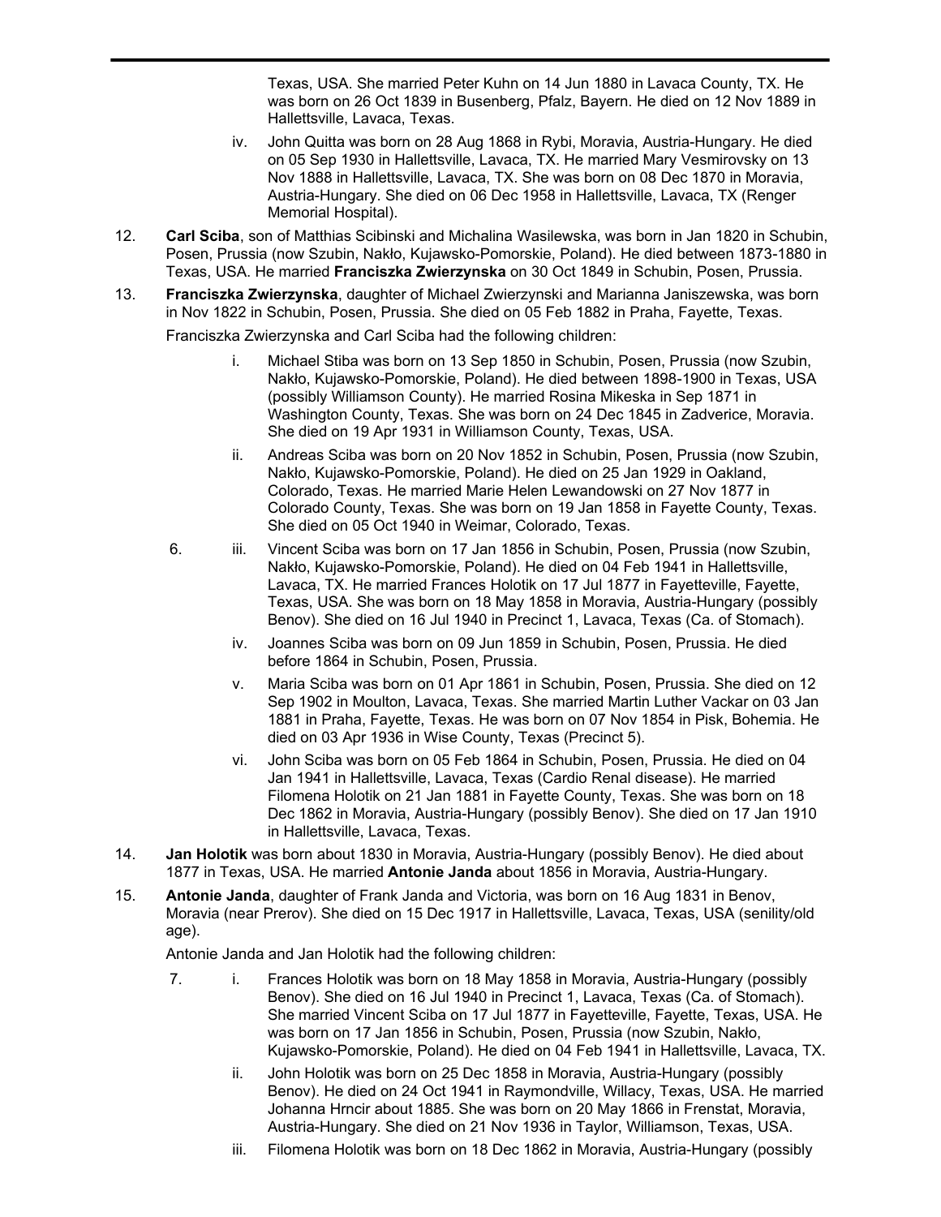Texas, USA. She married Peter Kuhn on 14 Jun 1880 in Lavaca County, TX. He was born on 26 Oct 1839 in Busenberg, Pfalz, Bayern. He died on 12 Nov 1889 in Hallettsville, Lavaca, Texas.

iv. John Quitta was born on 28 Aug 1868 in Rybi, Moravia, Austria-Hungary. He died on 05 Sep 1930 in Hallettsville, Lavaca, TX. He married Mary Vesmirovsky on 13 Nov 1888 in Hallettsville, Lavaca, TX. She was born on 08 Dec 1870 in Moravia, Austria-Hungary. She died on 06 Dec 1958 in Hallettsville, Lavaca, TX (Renger Memorial Hospital).

12. **Carl Sciba**, son of Matthias Scibinski and Michalina Wasilewska, was born in Jan 1820 in Schubin, Posen, Prussia (now Szubin, Nakło, Kujawsko-Pomorskie, Poland). He died between 1873-1880 in Texas, USA. He married **Franciszka Zwierzynska** on 30 Oct 1849 in Schubin, Posen, Prussia.

13. **Franciszka Zwierzynska**, daughter of Michael Zwierzynski and Marianna Janiszewska, was born in Nov 1822 in Schubin, Posen, Prussia. She died on 05 Feb 1882 in Praha, Fayette, Texas.

Franciszka Zwierzynska and Carl Sciba had the following children:

i. Michael Stiba was born on 13 Sep 1850 in Schubin, Posen, Prussia (now Szubin, Nakło, Kujawsko-Pomorskie, Poland). He died between 1898-1900 in Texas, USA (possibly Williamson County). He married Rosina Mikeska in Sep 1871 in Washington County, Texas. She was born on 24 Dec 1845 in Zadverice, Moravia. She died on 19 Apr 1931 in Williamson County, Texas, USA.

ii. Andreas Sciba was born on 20 Nov 1852 in Schubin, Posen, Prussia (now Szubin, Nakło, Kujawsko-Pomorskie, Poland). He died on 25 Jan 1929 in Oakland, Colorado, Texas. He married Marie Helen Lewandowski on 27 Nov 1877 in Colorado County, Texas. She was born on 19 Jan 1858 in Fayette County, Texas. She died on 05 Oct 1940 in Weimar, Colorado, Texas.

6. iii. Vincent Sciba was born on 17 Jan 1856 in Schubin, Posen, Prussia (now Szubin, Nakło, Kujawsko-Pomorskie, Poland). He died on 04 Feb 1941 in Hallettsville, Lavaca, TX. He married Frances Holotik on 17 Jul 1877 in Fayetteville, Fayette, Texas, USA. She was born on 18 May 1858 in Moravia, Austria-Hungary (possibly Benov). She died on 16 Jul 1940 in Precinct 1, Lavaca, Texas (Ca. of Stomach).

iv. Joannes Sciba was born on 09 Jun 1859 in Schubin, Posen, Prussia. He died before 1864 in Schubin, Posen, Prussia.

v. Maria Sciba was born on 01 Apr 1861 in Schubin, Posen, Prussia. She died on 12 Sep 1902 in Moulton, Lavaca, Texas. She married Martin Luther Vackar on 03 Jan 1881 in Praha, Fayette, Texas. He was born on 07 Nov 1854 in Pisk, Bohemia. He died on 03 Apr 1936 in Wise County, Texas (Precinct 5).

vi. John Sciba was born on 05 Feb 1864 in Schubin, Posen, Prussia. He died on 04 Jan 1941 in Hallettsville, Lavaca, Texas (Cardio Renal disease). He married Filomena Holotik on 21 Jan 1881 in Fayette County, Texas. She was born on 18 Dec 1862 in Moravia, Austria-Hungary (possibly Benov). She died on 17 Jan 1910 in Hallettsville, Lavaca, Texas.

14. **Jan Holotik** was born about 1830 in Moravia, Austria-Hungary (possibly Benov). He died about 1877 in Texas, USA. He married **Antonie Janda** about 1856 in Moravia, Austria-Hungary.

15. **Antonie Janda**, daughter of Frank Janda and Victoria, was born on 16 Aug 1831 in Benov, Moravia (near Prerov). She died on 15 Dec 1917 in Hallettsville, Lavaca, Texas, USA (senility/old age).

Antonie Janda and Jan Holotik had the following children:

7. i. Frances Holotik was born on 18 May 1858 in Moravia, Austria-Hungary (possibly Benov). She died on 16 Jul 1940 in Precinct 1, Lavaca, Texas (Ca. of Stomach). She married Vincent Sciba on 17 Jul 1877 in Fayetteville, Fayette, Texas, USA. He was born on 17 Jan 1856 in Schubin, Posen, Prussia (now Szubin, Nakło, Kujawsko-Pomorskie, Poland). He died on 04 Feb 1941 in Hallettsville, Lavaca, TX.

ii. John Holotik was born on 25 Dec 1858 in Moravia, Austria-Hungary (possibly Benov). He died on 24 Oct 1941 in Raymondville, Willacy, Texas, USA. He married Johanna Hrncir about 1885. She was born on 20 May 1866 in Frenstat, Moravia, Austria-Hungary. She died on 21 Nov 1936 in Taylor, Williamson, Texas, USA.

iii. Filomena Holotik was born on 18 Dec 1862 in Moravia, Austria-Hungary (possibly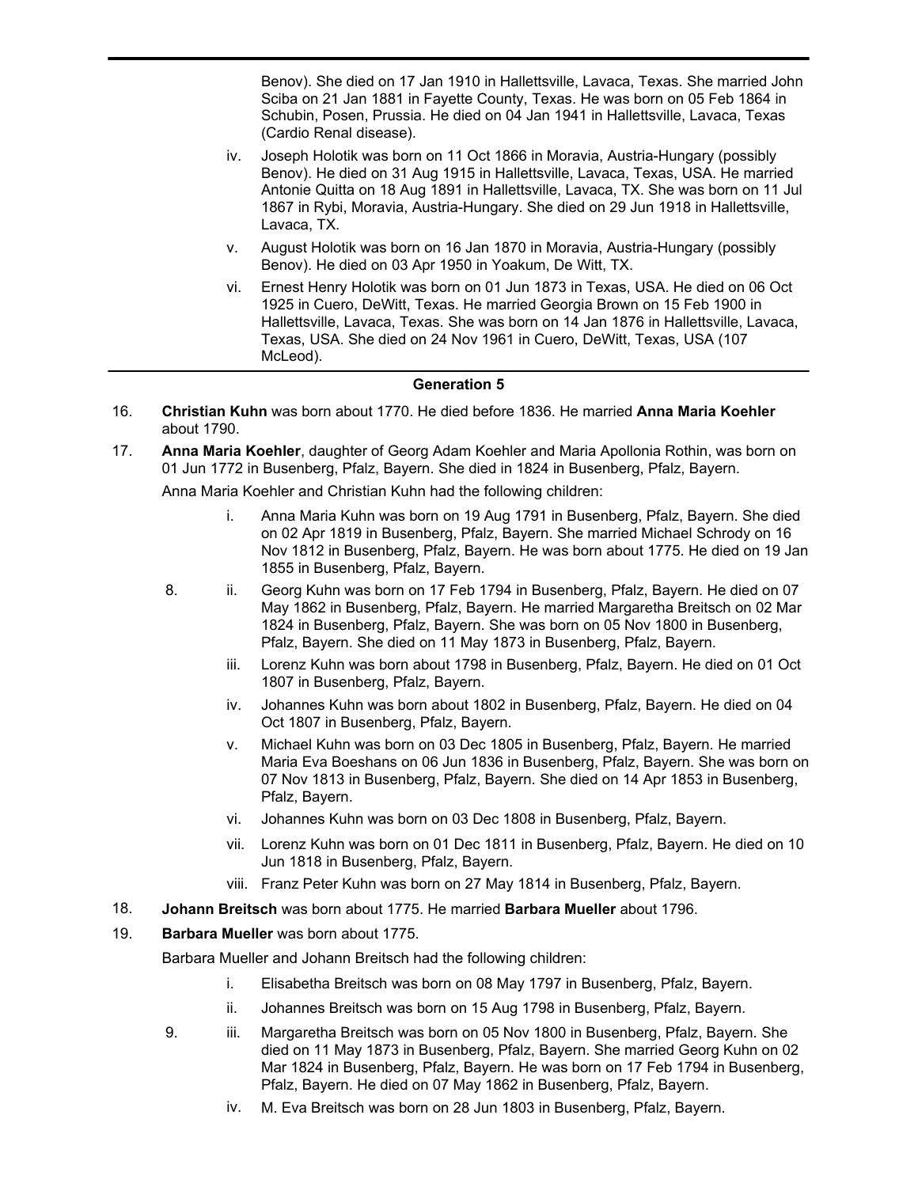Benov). She died on 17 Jan 1910 in Hallettsville, Lavaca, Texas. She married John Sciba on 21 Jan 1881 in Fayette County, Texas. He was born on 05 Feb 1864 in Schubin, Posen, Prussia. He died on 04 Jan 1941 in Hallettsville, Lavaca, Texas (Cardio Renal disease).

- iv. Joseph Holotik was born on 11 Oct 1866 in Moravia, Austria-Hungary (possibly Benov). He died on 31 Aug 1915 in Hallettsville, Lavaca, Texas, USA. He married Antonie Quitta on 18 Aug 1891 in Hallettsville, Lavaca, TX. She was born on 11 Jul 1867 in Rybi, Moravia, Austria-Hungary. She died on 29 Jun 1918 in Hallettsville, Lavaca, TX.
- v. August Holotik was born on 16 Jan 1870 in Moravia, Austria-Hungary (possibly Benov). He died on 03 Apr 1950 in Yoakum, De Witt, TX.
- vi. Ernest Henry Holotik was born on 01 Jun 1873 in Texas, USA. He died on 06 Oct 1925 in Cuero, DeWitt, Texas. He married Georgia Brown on 15 Feb 1900 in Hallettsville, Lavaca, Texas. She was born on 14 Jan 1876 in Hallettsville, Lavaca, Texas, USA. She died on 24 Nov 1961 in Cuero, DeWitt, Texas, USA (107 McLeod).

## Generation 5

16. **Christian Kuhn** was born about 1770. He died before 1836. He married **Anna Maria Koehler** about 1790.

17. **Anna Maria Koehler**, daughter of Georg Adam Koehler and Maria Apollonia Rothin, was born on 01 Jun 1772 in Busenberg, Pfalz, Bayern. She died in 1824 in Busenberg, Pfalz, Bayern.

    Anna Maria Koehler and Christian Kuhn had the following children:

    - i. Anna Maria Kuhn was born on 19 Aug 1791 in Busenberg, Pfalz, Bayern. She died on 02 Apr 1819 in Busenberg, Pfalz, Bayern. She married Michael Schrody on 16 Nov 1812 in Busenberg, Pfalz, Bayern. He was born about 1775. He died on 19 Jan 1855 in Busenberg, Pfalz, Bayern.
    - 8. ii. Georg Kuhn was born on 17 Feb 1794 in Busenberg, Pfalz, Bayern. He died on 07 May 1862 in Busenberg, Pfalz, Bayern. He married Margaretha Breitsch on 02 Mar 1824 in Busenberg, Pfalz, Bayern. She was born on 05 Nov 1800 in Busenberg, Pfalz, Bayern. She died on 11 May 1873 in Busenberg, Pfalz, Bayern.
    - iii. Lorenz Kuhn was born about 1798 in Busenberg, Pfalz, Bayern. He died on 01 Oct 1807 in Busenberg, Pfalz, Bayern.
    - iv. Johannes Kuhn was born about 1802 in Busenberg, Pfalz, Bayern. He died on 04 Oct 1807 in Busenberg, Pfalz, Bayern.
    - v. Michael Kuhn was born on 03 Dec 1805 in Busenberg, Pfalz, Bayern. He married Maria Eva Boeshans on 06 Jun 1836 in Busenberg, Pfalz, Bayern. She was born on 07 Nov 1813 in Busenberg, Pfalz, Bayern. She died on 14 Apr 1853 in Busenberg, Pfalz, Bayern.
    - vi. Johannes Kuhn was born on 03 Dec 1808 in Busenberg, Pfalz, Bayern.
    - vii. Lorenz Kuhn was born on 01 Dec 1811 in Busenberg, Pfalz, Bayern. He died on 10 Jun 1818 in Busenberg, Pfalz, Bayern.
    - viii. Franz Peter Kuhn was born on 27 May 1814 in Busenberg, Pfalz, Bayern.

18. **Johann Breitsch** was born about 1775. He married **Barbara Mueller** about 1796.

19. **Barbara Mueller** was born about 1775.

    Barbara Mueller and Johann Breitsch had the following children:

    - i. Elisabetha Breitsch was born on 08 May 1797 in Busenberg, Pfalz, Bayern.
    - ii. Johannes Breitsch was born on 15 Aug 1798 in Busenberg, Pfalz, Bayern.
    - 9. iii. Margaretha Breitsch was born on 05 Nov 1800 in Busenberg, Pfalz, Bayern. She died on 11 May 1873 in Busenberg, Pfalz, Bayern. She married Georg Kuhn on 02 Mar 1824 in Busenberg, Pfalz, Bayern. He was born on 17 Feb 1794 in Busenberg, Pfalz, Bayern. He died on 07 May 1862 in Busenberg, Pfalz, Bayern.
    - iv. M. Eva Breitsch was born on 28 Jun 1803 in Busenberg, Pfalz, Bayern.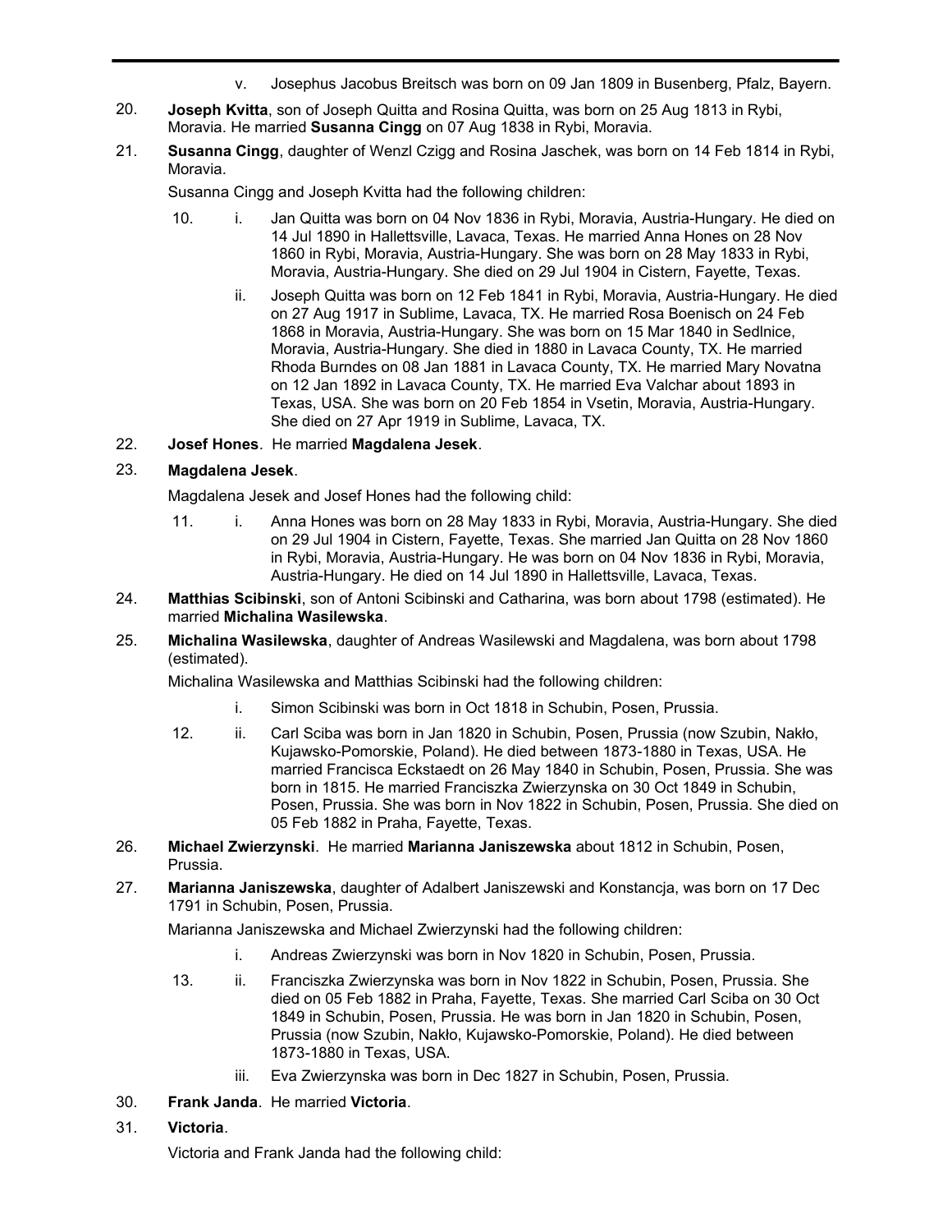v. Josephus Jacobus Breitsch was born on 09 Jan 1809 in Busenberg, Pfalz, Bayern.

20. **Joseph Kvitta**, son of Joseph Quitta and Rosina Quitta, was born on 25 Aug 1813 in Rybi, Moravia. He married **Susanna Cingg** on 07 Aug 1838 in Rybi, Moravia.

21. **Susanna Cingg**, daughter of Wenzl Czigg and Rosina Jaschek, was born on 14 Feb 1814 in Rybi, Moravia.

Susanna Cingg and Joseph Kvitta had the following children:

10. i. Jan Quitta was born on 04 Nov 1836 in Rybi, Moravia, Austria-Hungary. He died on 14 Jul 1890 in Hallettsville, Lavaca, Texas. He married Anna Hones on 28 Nov 1860 in Rybi, Moravia, Austria-Hungary. She was born on 28 May 1833 in Rybi, Moravia, Austria-Hungary. She died on 29 Jul 1904 in Cistern, Fayette, Texas.

ii. Joseph Quitta was born on 12 Feb 1841 in Rybi, Moravia, Austria-Hungary. He died on 27 Aug 1917 in Sublime, Lavaca, TX. He married Rosa Boenisch on 24 Feb 1868 in Moravia, Austria-Hungary. She was born on 15 Mar 1840 in Sedlnice, Moravia, Austria-Hungary. She died in 1880 in Lavaca County, TX. He married Rhoda Burndes on 08 Jan 1881 in Lavaca County, TX. He married Mary Novatna on 12 Jan 1892 in Lavaca County, TX. He married Eva Valchar about 1893 in Texas, USA. She was born on 20 Feb 1854 in Vsetin, Moravia, Austria-Hungary. She died on 27 Apr 1919 in Sublime, Lavaca, TX.

22. **Josef Hones**. He married **Magdalena Jesek**.

23. **Magdalena Jesek**.

Magdalena Jesek and Josef Hones had the following child:

11. i. Anna Hones was born on 28 May 1833 in Rybi, Moravia, Austria-Hungary. She died on 29 Jul 1904 in Cistern, Fayette, Texas. She married Jan Quitta on 28 Nov 1860 in Rybi, Moravia, Austria-Hungary. He was born on 04 Nov 1836 in Rybi, Moravia, Austria-Hungary. He died on 14 Jul 1890 in Hallettsville, Lavaca, Texas.

24. **Matthias Scibinski**, son of Antoni Scibinski and Catharina, was born about 1798 (estimated). He married **Michalina Wasilewska**.

25. **Michalina Wasilewska**, daughter of Andreas Wasilewski and Magdalena, was born about 1798 (estimated).

Michalina Wasilewska and Matthias Scibinski had the following children:

i. Simon Scibinski was born in Oct 1818 in Schubin, Posen, Prussia.

12. ii. Carl Sciba was born in Jan 1820 in Schubin, Posen, Prussia (now Szubin, Nakło, Kujawsko-Pomorskie, Poland). He died between 1873-1880 in Texas, USA. He married Francisca Eckstaedt on 26 May 1840 in Schubin, Posen, Prussia. She was born in 1815. He married Franciszka Zwierzynska on 30 Oct 1849 in Schubin, Posen, Prussia. She was born in Nov 1822 in Schubin, Posen, Prussia. She died on 05 Feb 1882 in Praha, Fayette, Texas.

26. **Michael Zwierzynski**. He married **Marianna Janiszewska** about 1812 in Schubin, Posen, Prussia.

27. **Marianna Janiszewska**, daughter of Adalbert Janiszewski and Konstancja, was born on 17 Dec 1791 in Schubin, Posen, Prussia.

Marianna Janiszewska and Michael Zwierzynski had the following children:

i. Andreas Zwierzynski was born in Nov 1820 in Schubin, Posen, Prussia.

13. ii. Franciszka Zwierzynska was born in Nov 1822 in Schubin, Posen, Prussia. She died on 05 Feb 1882 in Praha, Fayette, Texas. She married Carl Sciba on 30 Oct 1849 in Schubin, Posen, Prussia. He was born in Jan 1820 in Schubin, Posen, Prussia (now Szubin, Nakło, Kujawsko-Pomorskie, Poland). He died between 1873-1880 in Texas, USA.

iii. Eva Zwierzynska was born in Dec 1827 in Schubin, Posen, Prussia.

30. **Frank Janda**. He married **Victoria**.

31. **Victoria**.

Victoria and Frank Janda had the following child: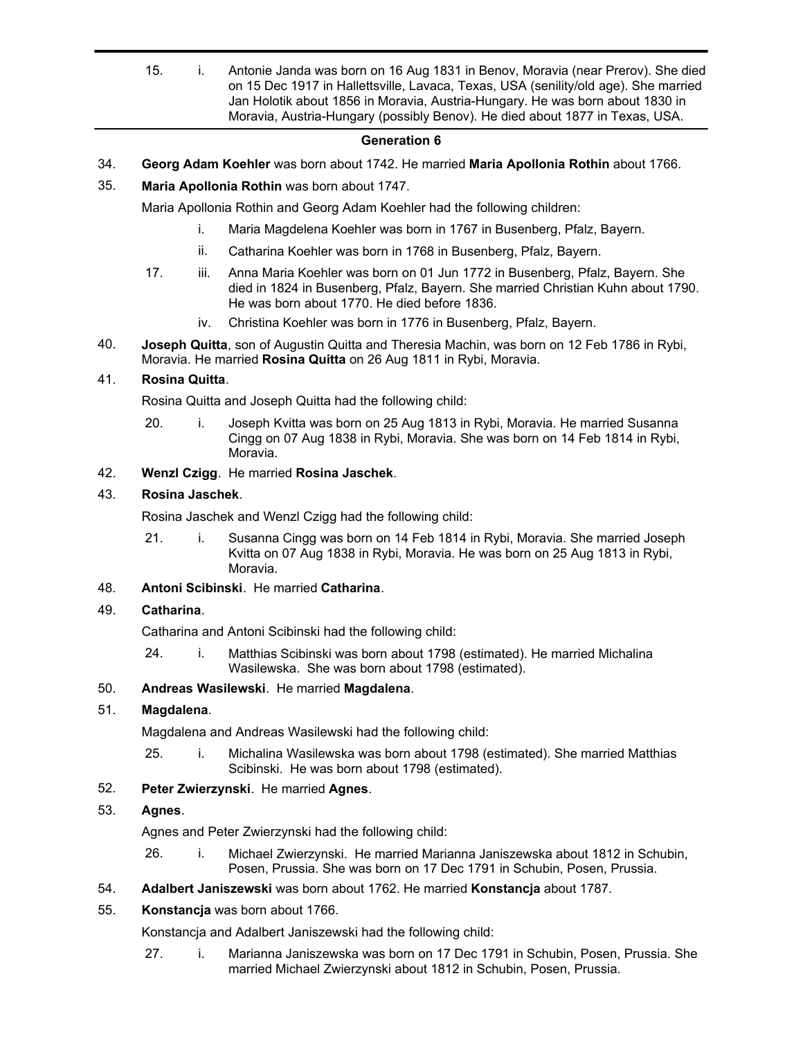15. i. Antonie Janda was born on 16 Aug 1831 in Benov, Moravia (near Prerov). She died on 15 Dec 1917 in Hallettsville, Lavaca, Texas, USA (senility/old age). She married Jan Holotik about 1856 in Moravia, Austria-Hungary. He was born about 1830 in Moravia, Austria-Hungary (possibly Benov). He died about 1877 in Texas, USA.

## Generation 6

34. **Georg Adam Koehler** was born about 1742. He married **Maria Apollonia Rothin** about 1766.

35. **Maria Apollonia Rothin** was born about 1747.

Maria Apollonia Rothin and Georg Adam Koehler had the following children:

- i. Maria Magdelena Koehler was born in 1767 in Busenberg, Pfalz, Bayern.
- ii. Catharina Koehler was born in 1768 in Busenberg, Pfalz, Bayern.
- 17. iii. Anna Maria Koehler was born on 01 Jun 1772 in Busenberg, Pfalz, Bayern. She died in 1824 in Busenberg, Pfalz, Bayern. She married Christian Kuhn about 1790. He was born about 1770. He died before 1836.
- iv. Christina Koehler was born in 1776 in Busenberg, Pfalz, Bayern.

40. **Joseph Quitta**, son of Augustin Quitta and Theresia Machin, was born on 12 Feb 1786 in Rybi, Moravia. He married **Rosina Quitta** on 26 Aug 1811 in Rybi, Moravia.

41. **Rosina Quitta**.

Rosina Quitta and Joseph Quitta had the following child:

- 20. i. Joseph Kvitta was born on 25 Aug 1813 in Rybi, Moravia. He married Susanna Cingg on 07 Aug 1838 in Rybi, Moravia. She was born on 14 Feb 1814 in Rybi, Moravia.

42. **Wenzl Czigg**. He married **Rosina Jaschek**.

43. **Rosina Jaschek**.

Rosina Jaschek and Wenzl Czigg had the following child:

- 21. i. Susanna Cingg was born on 14 Feb 1814 in Rybi, Moravia. She married Joseph Kvitta on 07 Aug 1838 in Rybi, Moravia. He was born on 25 Aug 1813 in Rybi, Moravia.

48. **Antoni Scibinski**. He married **Catharina**.

49. **Catharina**.

Catharina and Antoni Scibinski had the following child:

- 24. i. Matthias Scibinski was born about 1798 (estimated). He married Michalina Wasilewska. She was born about 1798 (estimated).

50. **Andreas Wasilewski**. He married **Magdalena**.

51. **Magdalena**.

Magdalena and Andreas Wasilewski had the following child:

- 25. i. Michalina Wasilewska was born about 1798 (estimated). She married Matthias Scibinski. He was born about 1798 (estimated).

52. **Peter Zwierzynski**. He married **Agnes**.

53. **Agnes**.

Agnes and Peter Zwierzynski had the following child:

- 26. i. Michael Zwierzynski. He married Marianna Janiszewska about 1812 in Schubin, Posen, Prussia. She was born on 17 Dec 1791 in Schubin, Posen, Prussia.

54. **Adalbert Janiszewski** was born about 1762. He married **Konstancja** about 1787.

55. **Konstancja** was born about 1766.

Konstancja and Adalbert Janiszewski had the following child:

- 27. i. Marianna Janiszewska was born on 17 Dec 1791 in Schubin, Posen, Prussia. She married Michael Zwierzynski about 1812 in Schubin, Posen, Prussia.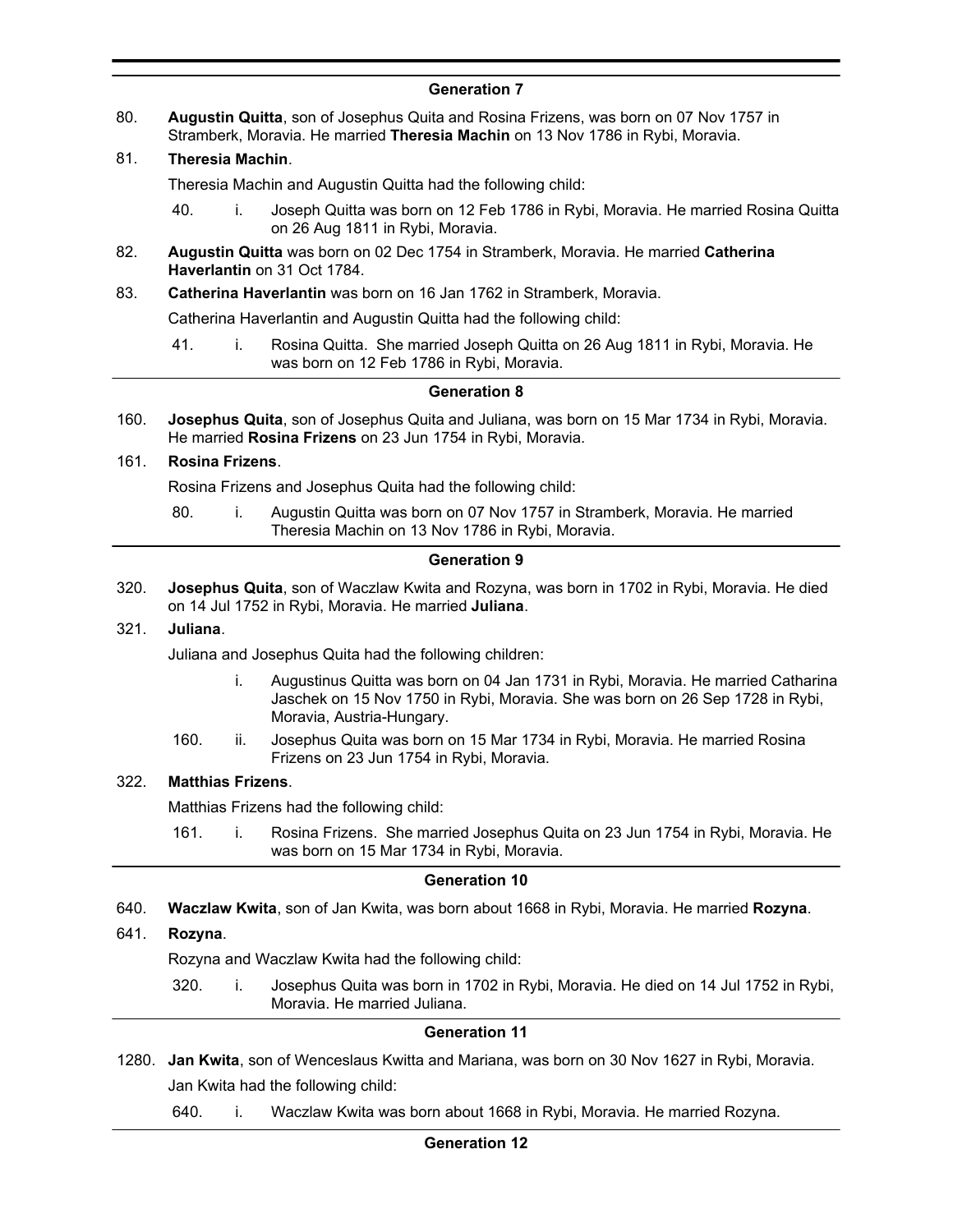## Generation 7

80. **Augustin Quitta**, son of Josephus Quita and Rosina Frizens, was born on 07 Nov 1757 in Stramberk, Moravia. He married **Theresia Machin** on 13 Nov 1786 in Rybi, Moravia.

81. **Theresia Machin**.

Theresia Machin and Augustin Quitta had the following child:

- 40. i. Joseph Quitta was born on 12 Feb 1786 in Rybi, Moravia. He married Rosina Quitta on 26 Aug 1811 in Rybi, Moravia.

82. **Augustin Quitta** was born on 02 Dec 1754 in Stramberk, Moravia. He married **Catherina Haverlantin** on 31 Oct 1784.

83. **Catherina Haverlantin** was born on 16 Jan 1762 in Stramberk, Moravia.

Catherina Haverlantin and Augustin Quitta had the following child:

- 41. i. Rosina Quitta. She married Joseph Quitta on 26 Aug 1811 in Rybi, Moravia. He was born on 12 Feb 1786 in Rybi, Moravia.

## Generation 8

160. **Josephus Quita**, son of Josephus Quita and Juliana, was born on 15 Mar 1734 in Rybi, Moravia. He married **Rosina Frizens** on 23 Jun 1754 in Rybi, Moravia.

161. **Rosina Frizens**.

Rosina Frizens and Josephus Quita had the following child:

- 80. i. Augustin Quitta was born on 07 Nov 1757 in Stramberk, Moravia. He married Theresia Machin on 13 Nov 1786 in Rybi, Moravia.

## Generation 9

320. **Josephus Quita**, son of Waczlaw Kwita and Rozyna, was born in 1702 in Rybi, Moravia. He died on 14 Jul 1752 in Rybi, Moravia. He married **Juliana**.

321. **Juliana**.

Juliana and Josephus Quita had the following children:

- i. Augustinus Quitta was born on 04 Jan 1731 in Rybi, Moravia. He married Catharina Jaschek on 15 Nov 1750 in Rybi, Moravia. She was born on 26 Sep 1728 in Rybi, Moravia, Austria-Hungary.
- 160. ii. Josephus Quita was born on 15 Mar 1734 in Rybi, Moravia. He married Rosina Frizens on 23 Jun 1754 in Rybi, Moravia.

322. **Matthias Frizens**.

Matthias Frizens had the following child:

- 161. i. Rosina Frizens. She married Josephus Quita on 23 Jun 1754 in Rybi, Moravia. He was born on 15 Mar 1734 in Rybi, Moravia.

## Generation 10

640. **Waczlaw Kwita**, son of Jan Kwita, was born about 1668 in Rybi, Moravia. He married **Rozyna**.

641. **Rozyna**.

Rozyna and Waczlaw Kwita had the following child:

- 320. i. Josephus Quita was born in 1702 in Rybi, Moravia. He died on 14 Jul 1752 in Rybi, Moravia. He married Juliana.

## Generation 11

1280. **Jan Kwita**, son of Wenceslaus Kwitta and Mariana, was born on 30 Nov 1627 in Rybi, Moravia.

Jan Kwita had the following child:

- 640. i. Waczlaw Kwita was born about 1668 in Rybi, Moravia. He married Rozyna.

## Generation 12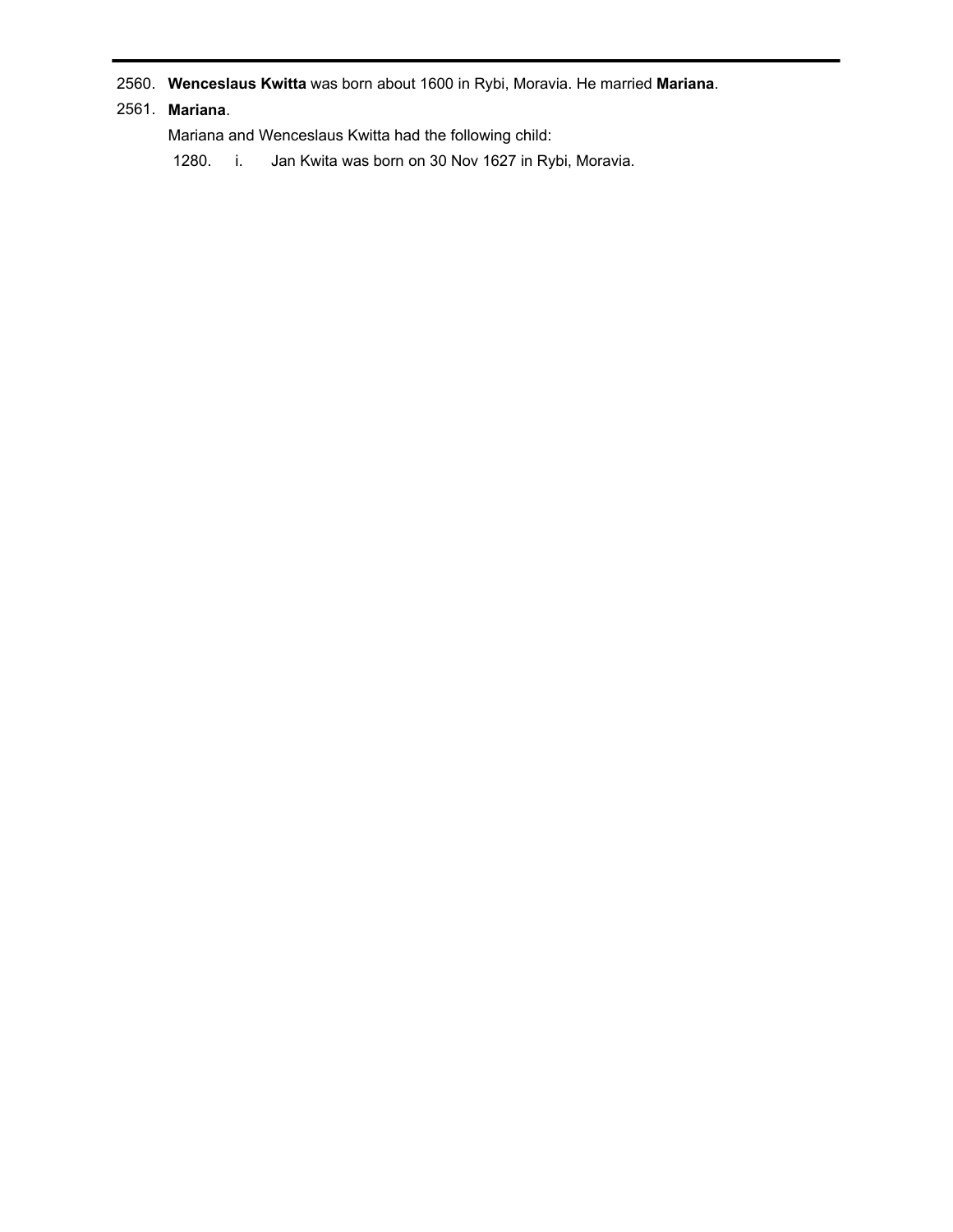2560. **Wenceslaus Kwitta** was born about 1600 in Rybi, Moravia. He married **Mariana**.

2561. **Mariana**.

Mariana and Wenceslaus Kwitta had the following child:

1280. i. Jan Kwita was born on 30 Nov 1627 in Rybi, Moravia.